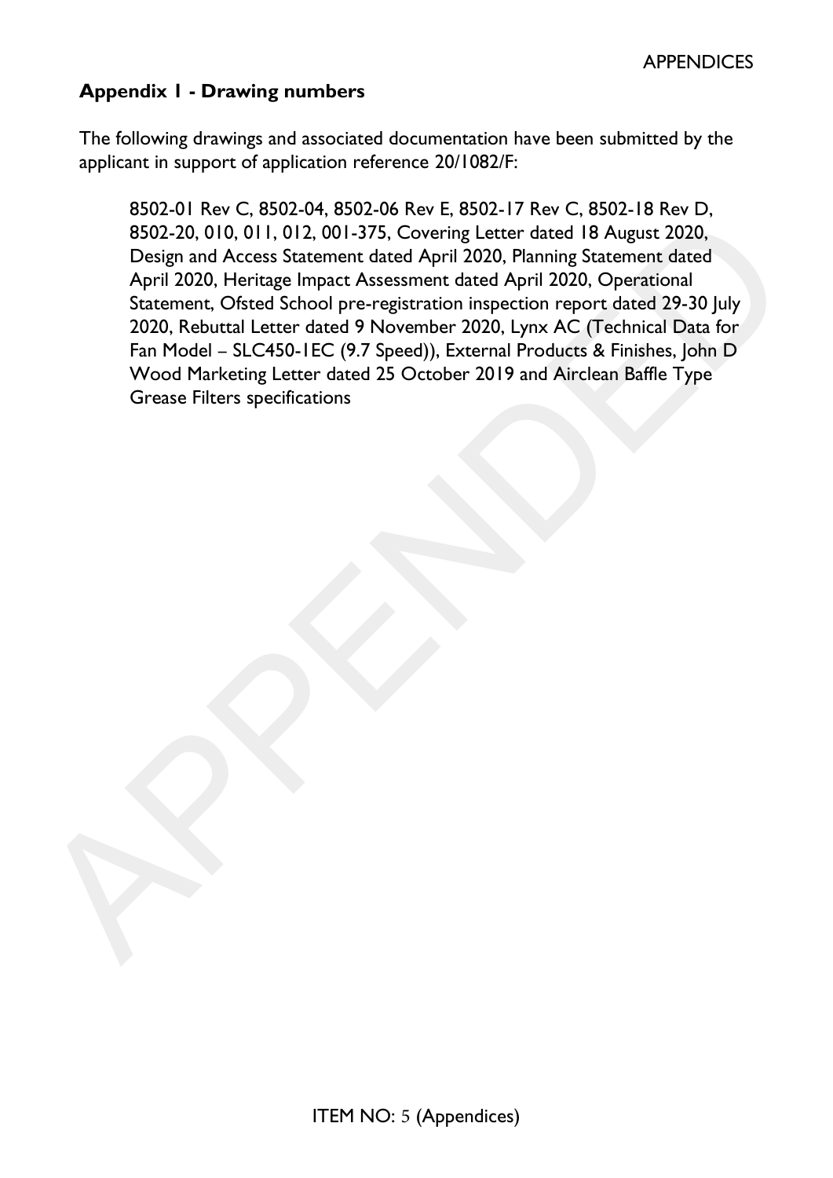## Appendix 1 - Drawing numbers

The following drawings and associated documentation have been submitted by the applicant in support of application reference 20/1082/F:

8502-01 Rev C, 8502-04, 8502-06 Rev E, 8502-17 Rev C, 8502-18 Rev D, 8502-20, 010, 011, 012, 001-375, Covering Letter dated 18 August 2020, Design and Access Statement dated April 2020, Planning Statement dated April 2020, Heritage Impact Assessment dated April 2020, Operational Statement, Ofsted School pre-registration inspection report dated 29-30 July 2020, Rebuttal Letter dated 9 November 2020, Lynx AC (Technical Data for Fan Model – SLC450-1EC (9.7 Speed)), External Products & Finishes, John D Wood Marketing Letter dated 25 October 2019 and Airclean Baffle Type Grease Filters specifications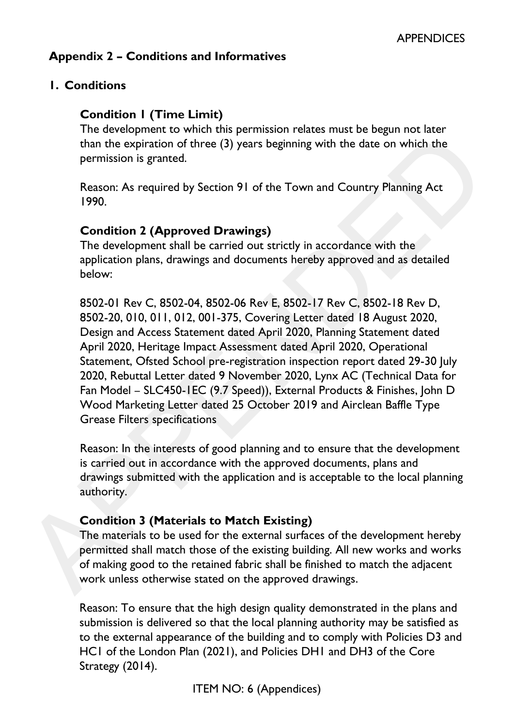## Appendix 2 – Conditions and Informatives

### 1. Conditions

**Condition 1 (Time Limit)**

The development to which this permission relates must be begun not later than the expiration of three (3) years beginning with the date on which the permission is granted.

Reason: As required by Section 91 of the Town and Country Planning Act 1990.

**Condition 2 (Approved Drawings)**

The development shall be carried out strictly in accordance with the application plans, drawings and documents hereby approved and as detailed below:

8502-01 Rev C, 8502-04, 8502-06 Rev E, 8502-17 Rev C, 8502-18 Rev D, 8502-20, 010, 011, 012, 001-375, Covering Letter dated 18 August 2020, Design and Access Statement dated April 2020, Planning Statement dated April 2020, Heritage Impact Assessment dated April 2020, Operational Statement, Ofsted School pre-registration inspection report dated 29-30 July 2020, Rebuttal Letter dated 9 November 2020, Lynx AC (Technical Data for Fan Model – SLC450-1EC (9.7 Speed)), External Products & Finishes, John D Wood Marketing Letter dated 25 October 2019 and Airclean Baffle Type Grease Filters specifications

Reason: In the interests of good planning and to ensure that the development is carried out in accordance with the approved documents, plans and drawings submitted with the application and is acceptable to the local planning authority.

**Condition 3 (Materials to Match Existing)**

The materials to be used for the external surfaces of the development hereby permitted shall match those of the existing building. All new works and works of making good to the retained fabric shall be finished to match the adjacent work unless otherwise stated on the approved drawings.

Reason: To ensure that the high design quality demonstrated in the plans and submission is delivered so that the local planning authority may be satisfied as to the external appearance of the building and to comply with Policies D3 and HC1 of the London Plan (2021), and Policies DH1 and DH3 of the Core Strategy (2014).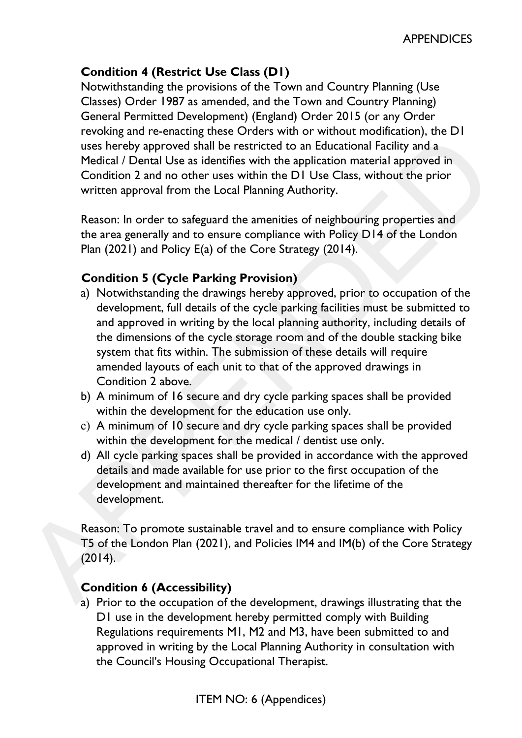**Condition 4 (Restrict Use Class (D1)**

Notwithstanding the provisions of the Town and Country Planning (Use Classes) Order 1987 as amended, and the Town and Country Planning) General Permitted Development) (England) Order 2015 (or any Order revoking and re-enacting these Orders with or without modification), the D1 uses hereby approved shall be restricted to an Educational Facility and a Medical / Dental Use as identifies with the application material approved in Condition 2 and no other uses within the D1 Use Class, without the prior written approval from the Local Planning Authority.

Reason: In order to safeguard the amenities of neighbouring properties and the area generally and to ensure compliance with Policy D14 of the London Plan (2021) and Policy E(a) of the Core Strategy (2014).

**Condition 5 (Cycle Parking Provision)**

a) Notwithstanding the drawings hereby approved, prior to occupation of the development, full details of the cycle parking facilities must be submitted to and approved in writing by the local planning authority, including details of the dimensions of the cycle storage room and of the double stacking bike system that fits within. The submission of these details will require amended layouts of each unit to that of the approved drawings in Condition 2 above.
b) A minimum of 16 secure and dry cycle parking spaces shall be provided within the development for the education use only.
c) A minimum of 10 secure and dry cycle parking spaces shall be provided within the development for the medical / dentist use only.
d) All cycle parking spaces shall be provided in accordance with the approved details and made available for use prior to the first occupation of the development and maintained thereafter for the lifetime of the development.

Reason: To promote sustainable travel and to ensure compliance with Policy T5 of the London Plan (2021), and Policies IM4 and IM(b) of the Core Strategy (2014).

**Condition 6 (Accessibility)**

a) Prior to the occupation of the development, drawings illustrating that the D1 use in the development hereby permitted comply with Building Regulations requirements M1, M2 and M3, have been submitted to and approved in writing by the Local Planning Authority in consultation with the Council's Housing Occupational Therapist.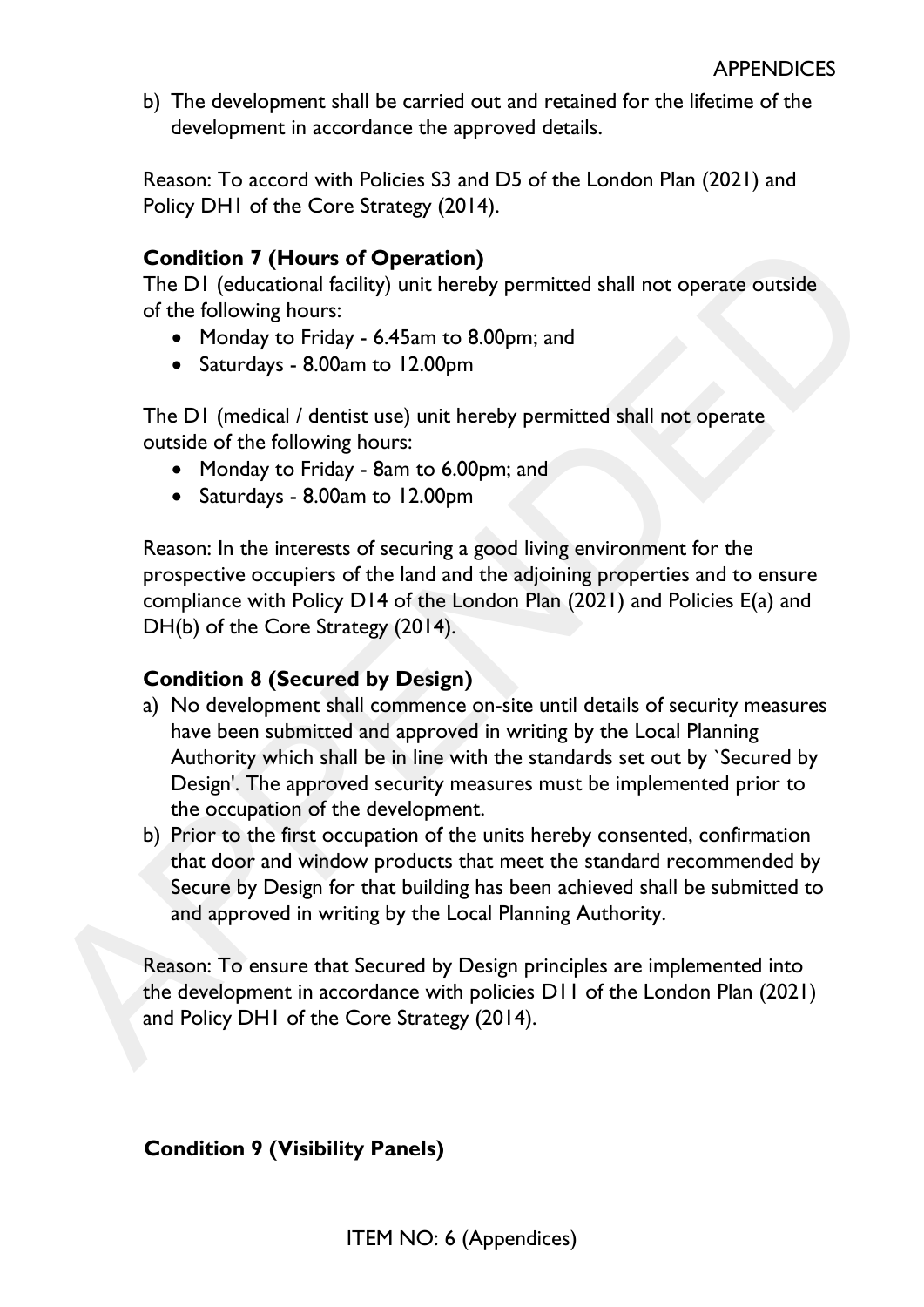b) The development shall be carried out and retained for the lifetime of the development in accordance the approved details.

Reason: To accord with Policies S3 and D5 of the London Plan (2021) and Policy DH1 of the Core Strategy (2014).

**Condition 7 (Hours of Operation)**

The D1 (educational facility) unit hereby permitted shall not operate outside of the following hours:

- Monday to Friday - 6.45am to 8.00pm; and
- Saturdays - 8.00am to 12.00pm

The D1 (medical / dentist use) unit hereby permitted shall not operate outside of the following hours:

- Monday to Friday - 8am to 6.00pm; and
- Saturdays - 8.00am to 12.00pm

Reason: In the interests of securing a good living environment for the prospective occupiers of the land and the adjoining properties and to ensure compliance with Policy D14 of the London Plan (2021) and Policies E(a) and DH(b) of the Core Strategy (2014).

**Condition 8 (Secured by Design)**

a) No development shall commence on-site until details of security measures have been submitted and approved in writing by the Local Planning Authority which shall be in line with the standards set out by `Secured by Design'. The approved security measures must be implemented prior to the occupation of the development.
b) Prior to the first occupation of the units hereby consented, confirmation that door and window products that meet the standard recommended by Secure by Design for that building has been achieved shall be submitted to and approved in writing by the Local Planning Authority.

Reason: To ensure that Secured by Design principles are implemented into the development in accordance with policies D11 of the London Plan (2021) and Policy DH1 of the Core Strategy (2014).

**Condition 9 (Visibility Panels)**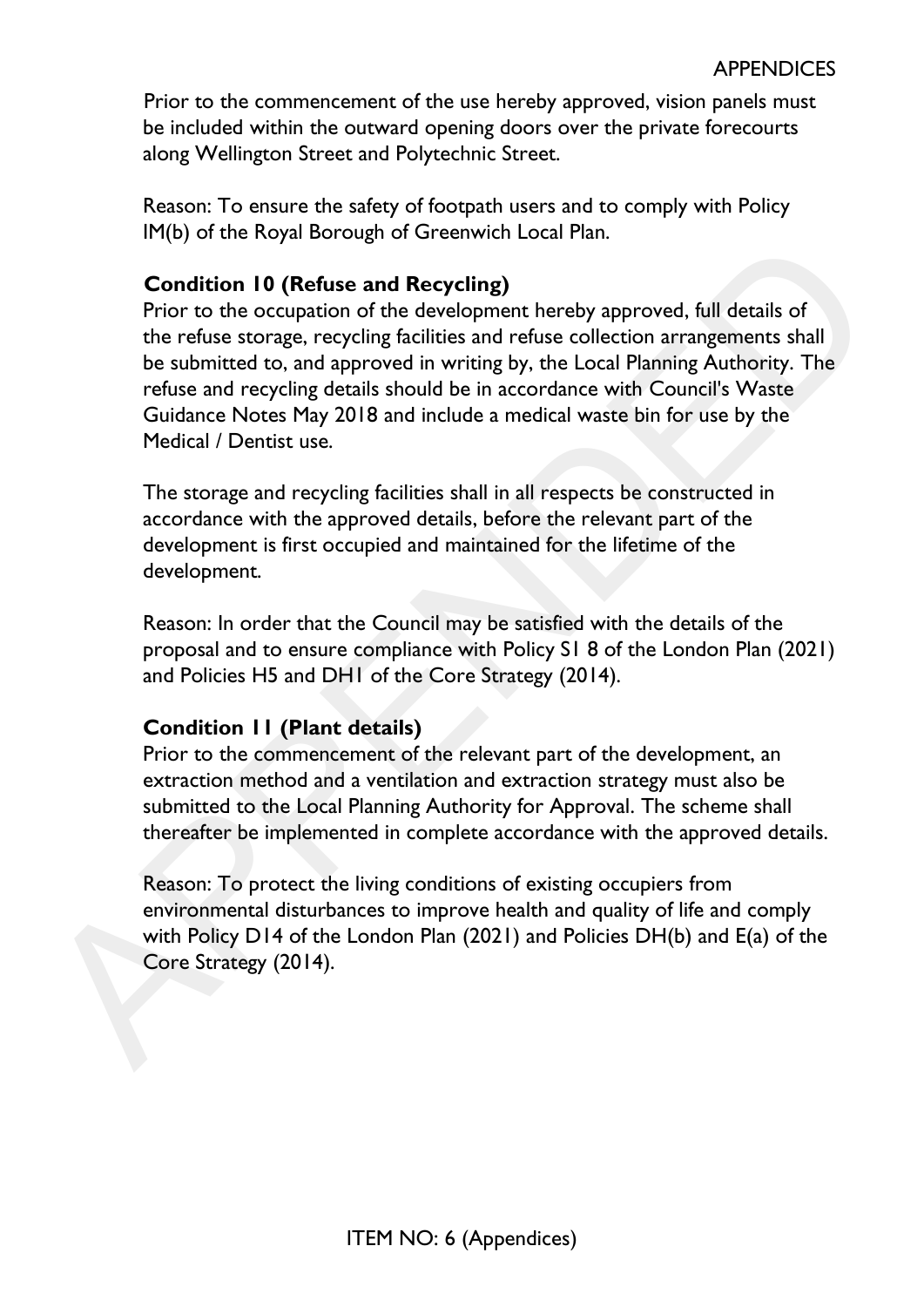Prior to the commencement of the use hereby approved, vision panels must be included within the outward opening doors over the private forecourts along Wellington Street and Polytechnic Street.

Reason: To ensure the safety of footpath users and to comply with Policy IM(b) of the Royal Borough of Greenwich Local Plan.

**Condition 10 (Refuse and Recycling)**

Prior to the occupation of the development hereby approved, full details of the refuse storage, recycling facilities and refuse collection arrangements shall be submitted to, and approved in writing by, the Local Planning Authority. The refuse and recycling details should be in accordance with Council's Waste Guidance Notes May 2018 and include a medical waste bin for use by the Medical / Dentist use.

The storage and recycling facilities shall in all respects be constructed in accordance with the approved details, before the relevant part of the development is first occupied and maintained for the lifetime of the development.

Reason: In order that the Council may be satisfied with the details of the proposal and to ensure compliance with Policy S1 8 of the London Plan (2021) and Policies H5 and DH1 of the Core Strategy (2014).

**Condition 11 (Plant details)**

Prior to the commencement of the relevant part of the development, an extraction method and a ventilation and extraction strategy must also be submitted to the Local Planning Authority for Approval. The scheme shall thereafter be implemented in complete accordance with the approved details.

Reason: To protect the living conditions of existing occupiers from environmental disturbances to improve health and quality of life and comply with Policy D14 of the London Plan (2021) and Policies DH(b) and E(a) of the Core Strategy (2014).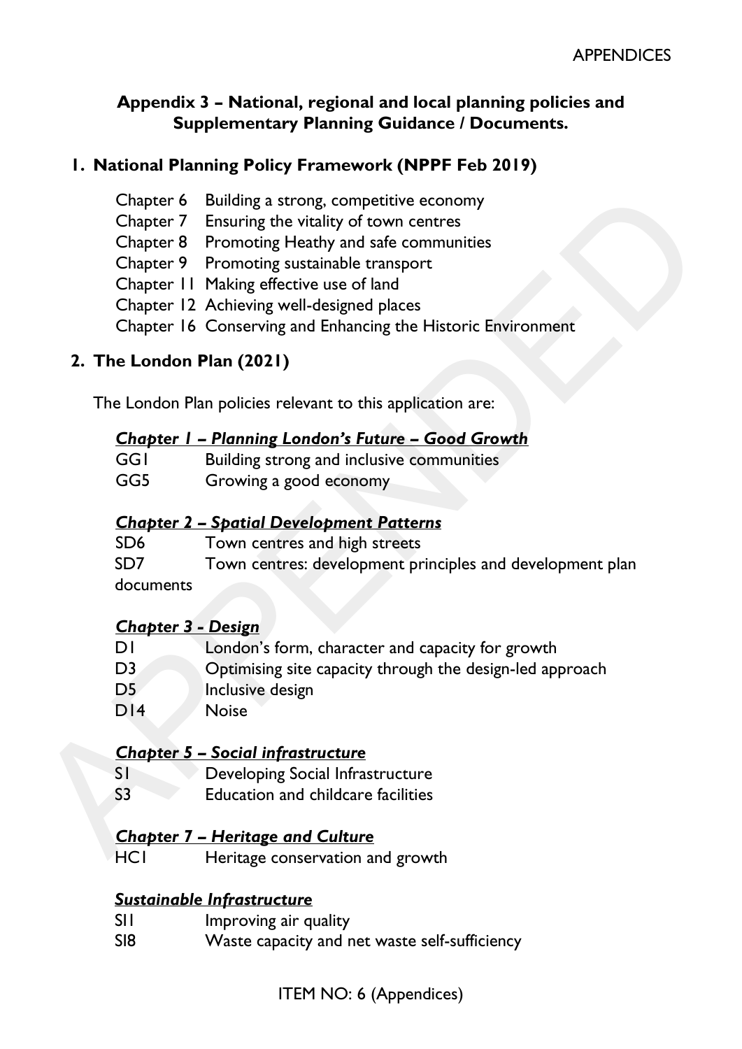## Appendix 3 – National, regional and local planning policies and Supplementary Planning Guidance / Documents.

### 1. National Planning Policy Framework (NPPF Feb 2019)

Chapter 6 Building a strong, competitive economy
Chapter 7 Ensuring the vitality of town centres
Chapter 8 Promoting Heathy and safe communities
Chapter 9 Promoting sustainable transport
Chapter 11 Making effective use of land
Chapter 12 Achieving well-designed places
Chapter 16 Conserving and Enhancing the Historic Environment

### 2. The London Plan (2021)

The London Plan policies relevant to this application are:

***Chapter 1 – Planning London's Future – Good Growth***

GG1 Building strong and inclusive communities
GG5 Growing a good economy

***Chapter 2 – Spatial Development Patterns***

SD6 Town centres and high streets
SD7 Town centres: development principles and development plan documents

***Chapter 3 - Design***

D1 London's form, character and capacity for growth
D3 Optimising site capacity through the design-led approach
D5 Inclusive design
D14 Noise

***Chapter 5 – Social infrastructure***

S1 Developing Social Infrastructure
S3 Education and childcare facilities

***Chapter 7 – Heritage and Culture***

HC1 Heritage conservation and growth

***Sustainable Infrastructure***

SI1 Improving air quality
SI8 Waste capacity and net waste self-sufficiency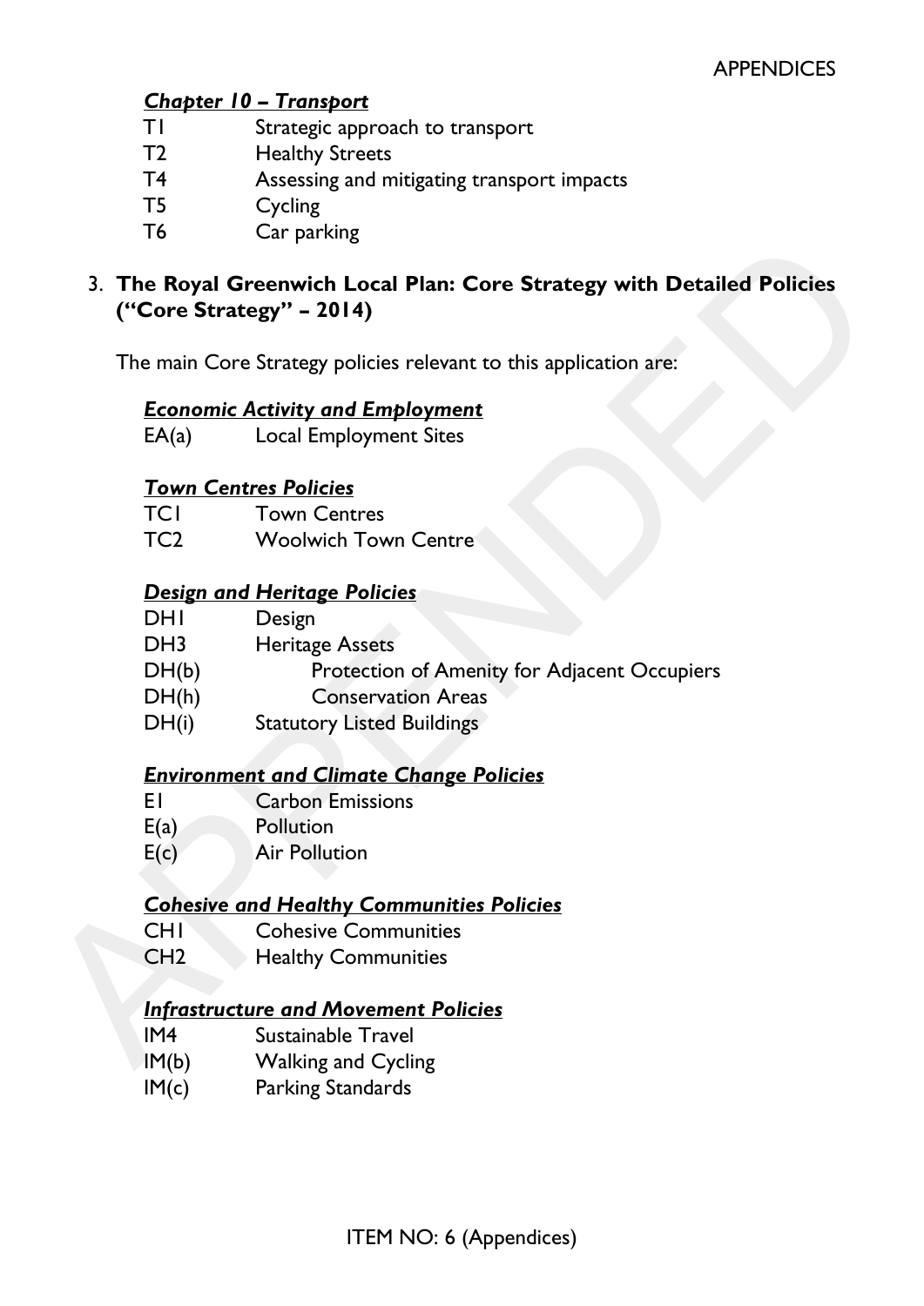### *Chapter 10 – Transport*

| | |
|---|---|
| T1 | Strategic approach to transport |
| T2 | Healthy Streets |
| T4 | Assessing and mitigating transport impacts |
| T5 | Cycling |
| T6 | Car parking |

3. **The Royal Greenwich Local Plan: Core Strategy with Detailed Policies ("Core Strategy" – 2014)**

The main Core Strategy policies relevant to this application are:

#### *Economic Activity and Employment*

| | |
|---|---|
| EA(a) | Local Employment Sites |

#### *Town Centres Policies*

| | |
|---|---|
| TC1 | Town Centres |
| TC2 | Woolwich Town Centre |

#### *Design and Heritage Policies*

| | |
|---|---|
| DH1 | Design |
| DH3 | Heritage Assets |
| DH(b) | Protection of Amenity for Adjacent Occupiers |
| DH(h) | Conservation Areas |
| DH(i) | Statutory Listed Buildings |

#### *Environment and Climate Change Policies*

| | |
|---|---|
| E1 | Carbon Emissions |
| E(a) | Pollution |
| E(c) | Air Pollution |

#### *Cohesive and Healthy Communities Policies*

| | |
|---|---|
| CH1 | Cohesive Communities |
| CH2 | Healthy Communities |

#### *Infrastructure and Movement Policies*

| | |
|---|---|
| IM4 | Sustainable Travel |
| IM(b) | Walking and Cycling |
| IM(c) | Parking Standards |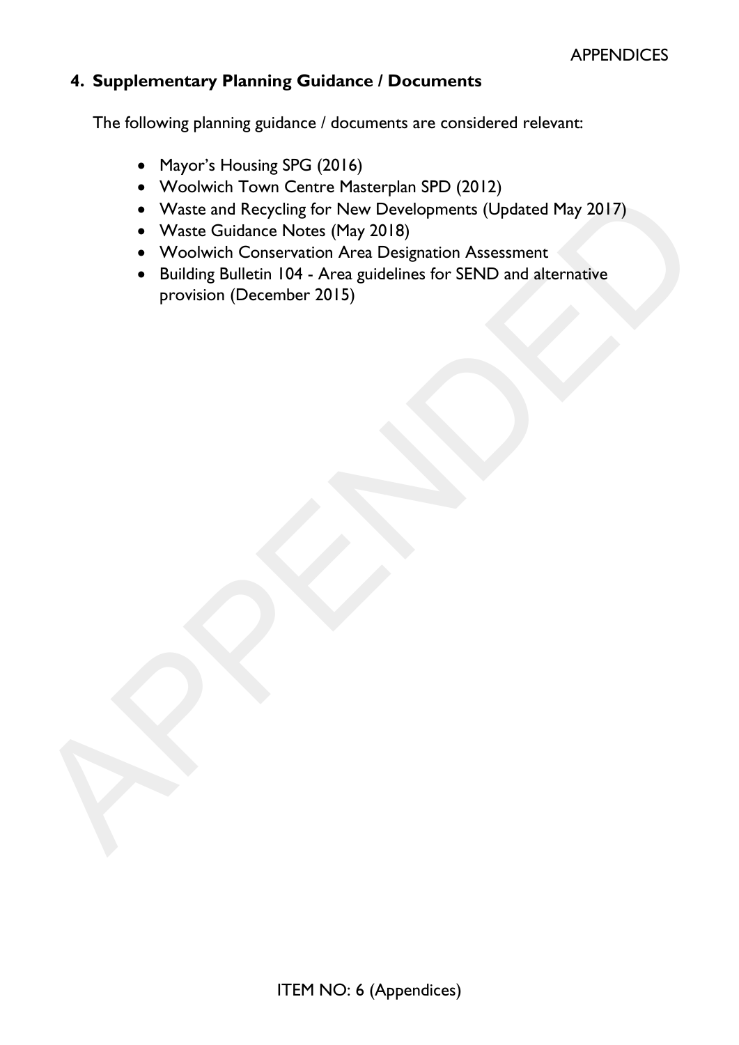## 4. Supplementary Planning Guidance / Documents

The following planning guidance / documents are considered relevant:

- Mayor's Housing SPG (2016)
- Woolwich Town Centre Masterplan SPD (2012)
- Waste and Recycling for New Developments (Updated May 2017)
- Waste Guidance Notes (May 2018)
- Woolwich Conservation Area Designation Assessment
- Building Bulletin 104 - Area guidelines for SEND and alternative provision (December 2015)